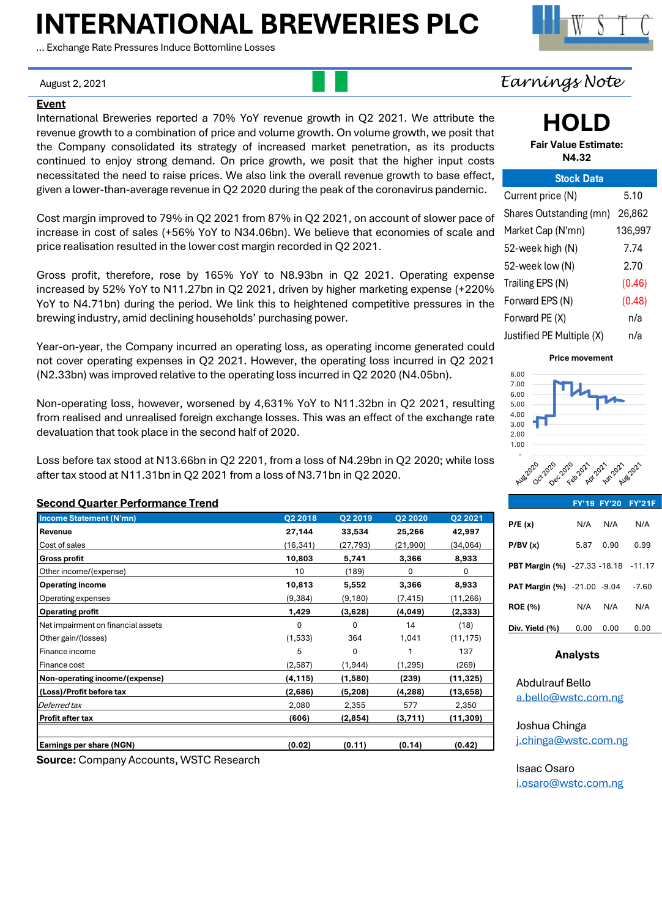# INTERNATIONAL BREWERIES PLC

... Exchange Rate Pressures Induce Bottomline Losses

August 2, 2021

*Earnings Note*

## Event

International Breweries reported a 70% YoY revenue growth in Q2 2021. We attribute the revenue growth to a combination of price and volume growth. On volume growth, we posit that the Company consolidated its strategy of increased market penetration, as its products continued to enjoy strong demand. On price growth, we posit that the higher input costs necessitated the need to raise prices. We also link the overall revenue growth to base effect, given a lower-than-average revenue in Q2 2020 during the peak of the coronavirus pandemic.

Cost margin improved to 79% in Q2 2021 from 87% in Q2 2021, on account of slower pace of increase in cost of sales (+56% YoY to N34.06bn). We believe that economies of scale and price realisation resulted in the lower cost margin recorded in Q2 2021.

Gross profit, therefore, rose by 165% YoY to N8.93bn in Q2 2021. Operating expense increased by 52% YoY to N11.27bn in Q2 2021, driven by higher marketing expense (+220% YoY to N4.71bn) during the period. We link this to heightened competitive pressures in the brewing industry, amid declining households' purchasing power.

Year-on-year, the Company incurred an operating loss, as operating income generated could not cover operating expenses in Q2 2021. However, the operating loss incurred in Q2 2021 (N2.33bn) was improved relative to the operating loss incurred in Q2 2020 (N4.05bn).

Non-operating loss, however, worsened by 4,631% YoY to N11.32bn in Q2 2021, resulting from realised and unrealised foreign exchange losses. This was an effect of the exchange rate devaluation that took place in the second half of 2020.

Loss before tax stood at N13.66bn in Q2 2201, from a loss of N4.29bn in Q2 2020; while loss after tax stood at N11.31bn in Q2 2021 from a loss of N3.71bn in Q2 2020.

## Second Quarter Performance Trend

| Income Statement (N'mn) | Q2 2018 | Q2 2019 | Q2 2020 | Q2 2021 |
|---|---|---|---|---|
| **Revenue** | **27,144** | **33,534** | **25,266** | **42,997** |
| Cost of sales | (16,341) | (27,793) | (21,900) | (34,064) |
| **Gross profit** | **10,803** | **5,741** | **3,366** | **8,933** |
| Other income/(expense) | 10 | (189) | 0 | 0 |
| **Operating income** | **10,813** | **5,552** | **3,366** | **8,933** |
| Operating expenses | (9,384) | (9,180) | (7,415) | (11,266) |
| **Operating profit** | **1,429** | **(3,628)** | **(4,049)** | **(2,333)** |
| Net impairment on financial assets | 0 | 0 | 14 | (18) |
| Other gain/(losses) | (1,533) | 364 | 1,041 | (11,175) |
| Finance income | 5 | 0 | 1 | 137 |
| Finance cost | (2,587) | (1,944) | (1,295) | (269) |
| **Non-operating income/(expense)** | **(4,115)** | **(1,580)** | **(239)** | **(11,325)** |
| **(Loss)/Profit before tax** | **(2,686)** | **(5,208)** | **(4,288)** | **(13,658)** |
| *Deferred tax* | 2,080 | 2,355 | 577 | 2,350 |
| **Profit after tax** | **(606)** | **(2,854)** | **(3,711)** | **(11,309)** |
| | | | | |
| **Earnings per share (NGN)** | **(0.02)** | **(0.11)** | **(0.14)** | **(0.42)** |

**Source:** Company Accounts, WSTC Research

# HOLD

**Fair Value Estimate: N4.32**

| Stock Data | |
|---|---|
| Current price (N) | 5.10 |
| Shares Outstanding (mn) | 26,862 |
| Market Cap (N'mn) | 136,997 |
| 52-week high (N) | 7.74 |
| 52-week low (N) | 2.70 |
| Trailing EPS (N) | (0.46) |
| Forward EPS (N) | (0.48) |
| Forward PE (X) | n/a |
| Justified PE Multiple (X) | n/a |

**Price movement**

| | FY'19 | FY'20 | FY'21F |
|---|---|---|---|
| **P/E (x)** | N/A | N/A | N/A |
| **P/BV (x)** | 5.87 | 0.90 | 0.99 |
| **PBT Margin (%)** | -27.33 | -18.18 | -11.17 |
| **PAT Margin (%)** | -21.00 | -9.04 | -7.60 |
| **ROE (%)** | N/A | N/A | N/A |
| **Div. Yield (%)** | 0.00 | 0.00 | 0.00 |

### Analysts

Abdulrauf Bello
a.bello@wstc.com.ng

Joshua Chinga
j.chinga@wstc.com.ng

Isaac Osaro
i.osaro@wstc.com.ng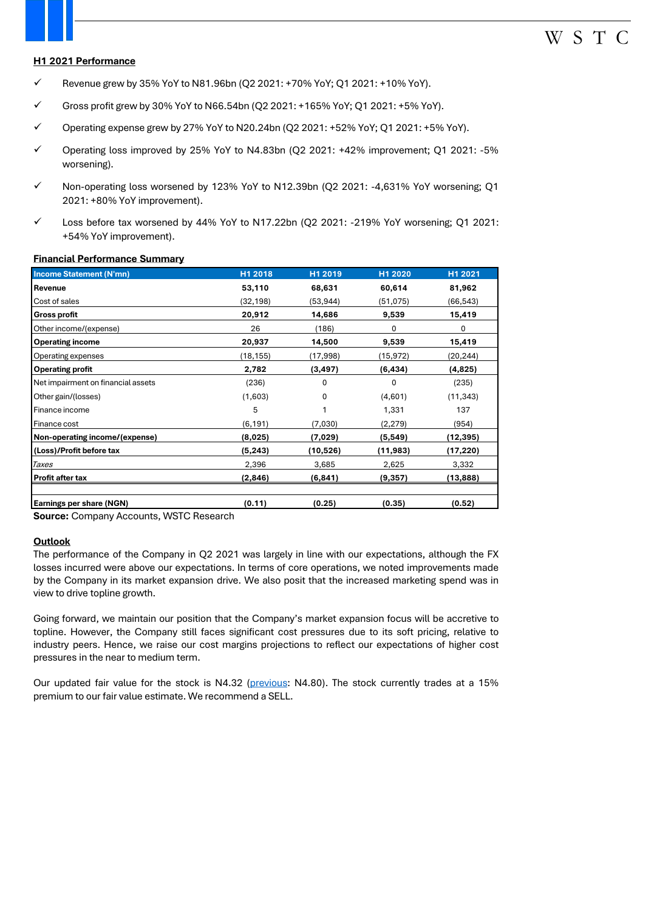**H1 2021 Performance**

- ✓ Revenue grew by 35% YoY to N81.96bn (Q2 2021: +70% YoY; Q1 2021: +10% YoY).
- ✓ Gross profit grew by 30% YoY to N66.54bn (Q2 2021: +165% YoY; Q1 2021: +5% YoY).
- ✓ Operating expense grew by 27% YoY to N20.24bn (Q2 2021: +52% YoY; Q1 2021: +5% YoY).
- ✓ Operating loss improved by 25% YoY to N4.83bn (Q2 2021: +42% improvement; Q1 2021: -5% worsening).
- ✓ Non-operating loss worsened by 123% YoY to N12.39bn (Q2 2021: -4,631% YoY worsening; Q1 2021: +80% YoY improvement).
- ✓ Loss before tax worsened by 44% YoY to N17.22bn (Q2 2021: -219% YoY worsening; Q1 2021: +54% YoY improvement).

**Financial Performance Summary**

| Income Statement (N'mn) | H1 2018 | H1 2019 | H1 2020 | H1 2021 |
|---|---|---|---|---|
| **Revenue** | **53,110** | **68,631** | **60,614** | **81,962** |
| Cost of sales | (32,198) | (53,944) | (51,075) | (66,543) |
| **Gross profit** | **20,912** | **14,686** | **9,539** | **15,419** |
| Other income/(expense) | 26 | (186) | 0 | 0 |
| **Operating income** | **20,937** | **14,500** | **9,539** | **15,419** |
| Operating expenses | (18,155) | (17,998) | (15,972) | (20,244) |
| **Operating profit** | **2,782** | **(3,497)** | **(6,434)** | **(4,825)** |
| Net impairment on financial assets | (236) | 0 | 0 | (235) |
| Other gain/(losses) | (1,603) | 0 | (4,601) | (11,343) |
| Finance income | 5 | 1 | 1,331 | 137 |
| Finance cost | (6,191) | (7,030) | (2,279) | (954) |
| **Non-operating income/(expense)** | **(8,025)** | **(7,029)** | **(5,549)** | **(12,395)** |
| **(Loss)/Profit before tax** | **(5,243)** | **(10,526)** | **(11,983)** | **(17,220)** |
| *Taxes* | 2,396 | 3,685 | 2,625 | 3,332 |
| **Profit after tax** | **(2,846)** | **(6,841)** | **(9,357)** | **(13,888)** |
| | | | | |
| **Earnings per share (NGN)** | **(0.11)** | **(0.25)** | **(0.35)** | **(0.52)** |

**Source:** Company Accounts, WSTC Research

**Outlook**

The performance of the Company in Q2 2021 was largely in line with our expectations, although the FX losses incurred were above our expectations. In terms of core operations, we noted improvements made by the Company in its market expansion drive. We also posit that the increased marketing spend was in view to drive topline growth.

Going forward, we maintain our position that the Company's market expansion focus will be accretive to topline. However, the Company still faces significant cost pressures due to its soft pricing, relative to industry peers. Hence, we raise our cost margins projections to reflect our expectations of higher cost pressures in the near to medium term.

Our updated fair value for the stock is N4.32 (previous: N4.80). The stock currently trades at a 15% premium to our fair value estimate. We recommend a SELL.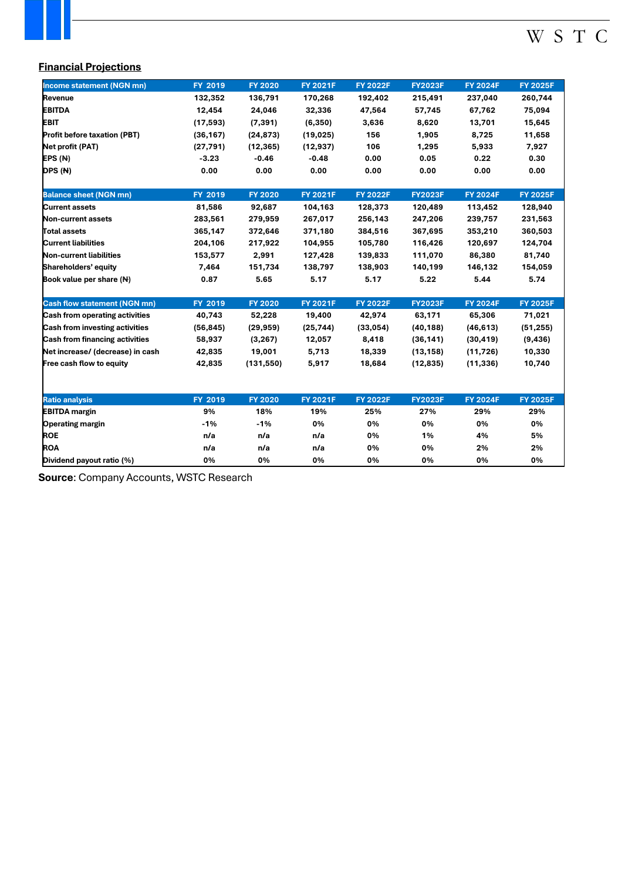## Financial Projections

| Income statement (NGN mn) | FY 2019 | FY 2020 | FY 2021F | FY 2022F | FY2023F | FY 2024F | FY 2025F |
|---|---|---|---|---|---|---|---|
| Revenue | 132,352 | 136,791 | 170,268 | 192,402 | 215,491 | 237,040 | 260,744 |
| EBITDA | 12,454 | 24,046 | 32,336 | 47,564 | 57,745 | 67,762 | 75,094 |
| EBIT | (17,593) | (7,391) | (6,350) | 3,636 | 8,620 | 13,701 | 15,645 |
| Profit before taxation (PBT) | (36,167) | (24,873) | (19,025) | 156 | 1,905 | 8,725 | 11,658 |
| Net profit (PAT) | (27,791) | (12,365) | (12,937) | 106 | 1,295 | 5,933 | 7,927 |
| EPS (₦) | -3.23 | -0.46 | -0.48 | 0.00 | 0.05 | 0.22 | 0.30 |
| DPS (₦) | 0.00 | 0.00 | 0.00 | 0.00 | 0.00 | 0.00 | 0.00 |

| Balance sheet (NGN mn) | FY 2019 | FY 2020 | FY 2021F | FY 2022F | FY2023F | FY 2024F | FY 2025F |
|---|---|---|---|---|---|---|---|
| Current assets | 81,586 | 92,687 | 104,163 | 128,373 | 120,489 | 113,452 | 128,940 |
| Non-current assets | 283,561 | 279,959 | 267,017 | 256,143 | 247,206 | 239,757 | 231,563 |
| Total assets | 365,147 | 372,646 | 371,180 | 384,516 | 367,695 | 353,210 | 360,503 |
| Current liabilities | 204,106 | 217,922 | 104,955 | 105,780 | 116,426 | 120,697 | 124,704 |
| Non-current liabilities | 153,577 | 2,991 | 127,428 | 139,833 | 111,070 | 86,380 | 81,740 |
| Shareholders' equity | 7,464 | 151,734 | 138,797 | 138,903 | 140,199 | 146,132 | 154,059 |
| Book value per share (₦) | 0.87 | 5.65 | 5.17 | 5.17 | 5.22 | 5.44 | 5.74 |

| Cash flow statement (NGN mn) | FY 2019 | FY 2020 | FY 2021F | FY 2022F | FY2023F | FY 2024F | FY 2025F |
|---|---|---|---|---|---|---|---|
| Cash from operating activities | 40,743 | 52,228 | 19,400 | 42,974 | 63,171 | 65,306 | 71,021 |
| Cash from investing activities | (56,845) | (29,959) | (25,744) | (33,054) | (40,188) | (46,613) | (51,255) |
| Cash from financing activities | 58,937 | (3,267) | 12,057 | 8,418 | (36,141) | (30,419) | (9,436) |
| Net increase/ (decrease) in cash | 42,835 | 19,001 | 5,713 | 18,339 | (13,158) | (11,726) | 10,330 |
| Free cash flow to equity | 42,835 | (131,550) | 5,917 | 18,684 | (12,835) | (11,336) | 10,740 |

| Ratio analysis | FY 2019 | FY 2020 | FY 2021F | FY 2022F | FY2023F | FY 2024F | FY 2025F |
|---|---|---|---|---|---|---|---|
| EBITDA margin | 9% | 18% | 19% | 25% | 27% | 29% | 29% |
| Operating margin | -1% | -1% | 0% | 0% | 0% | 0% | 0% |
| ROE | n/a | n/a | n/a | 0% | 1% | 4% | 5% |
| ROA | n/a | n/a | n/a | 0% | 0% | 2% | 2% |
| Dividend payout ratio (%) | 0% | 0% | 0% | 0% | 0% | 0% | 0% |

**Source:** Company Accounts, WSTC Research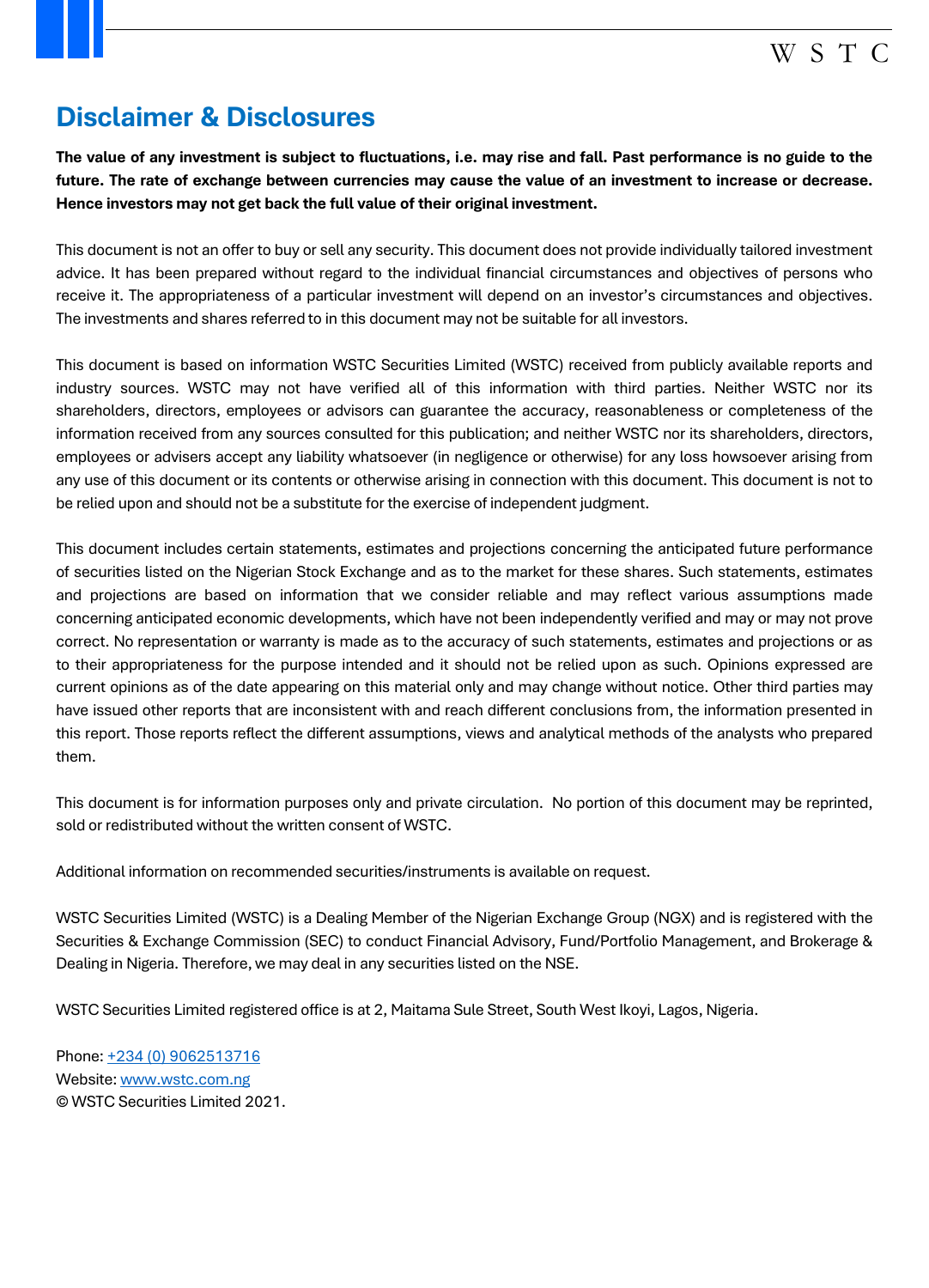# Disclaimer & Disclosures

**The value of any investment is subject to fluctuations, i.e. may rise and fall. Past performance is no guide to the future. The rate of exchange between currencies may cause the value of an investment to increase or decrease. Hence investors may not get back the full value of their original investment.**

This document is not an offer to buy or sell any security. This document does not provide individually tailored investment advice. It has been prepared without regard to the individual financial circumstances and objectives of persons who receive it. The appropriateness of a particular investment will depend on an investor's circumstances and objectives. The investments and shares referred to in this document may not be suitable for all investors.

This document is based on information WSTC Securities Limited (WSTC) received from publicly available reports and industry sources. WSTC may not have verified all of this information with third parties. Neither WSTC nor its shareholders, directors, employees or advisors can guarantee the accuracy, reasonableness or completeness of the information received from any sources consulted for this publication; and neither WSTC nor its shareholders, directors, employees or advisers accept any liability whatsoever (in negligence or otherwise) for any loss howsoever arising from any use of this document or its contents or otherwise arising in connection with this document. This document is not to be relied upon and should not be a substitute for the exercise of independent judgment.

This document includes certain statements, estimates and projections concerning the anticipated future performance of securities listed on the Nigerian Stock Exchange and as to the market for these shares. Such statements, estimates and projections are based on information that we consider reliable and may reflect various assumptions made concerning anticipated economic developments, which have not been independently verified and may or may not prove correct. No representation or warranty is made as to the accuracy of such statements, estimates and projections or as to their appropriateness for the purpose intended and it should not be relied upon as such. Opinions expressed are current opinions as of the date appearing on this material only and may change without notice. Other third parties may have issued other reports that are inconsistent with and reach different conclusions from, the information presented in this report. Those reports reflect the different assumptions, views and analytical methods of the analysts who prepared them.

This document is for information purposes only and private circulation. No portion of this document may be reprinted, sold or redistributed without the written consent of WSTC.

Additional information on recommended securities/instruments is available on request.

WSTC Securities Limited (WSTC) is a Dealing Member of the Nigerian Exchange Group (NGX) and is registered with the Securities & Exchange Commission (SEC) to conduct Financial Advisory, Fund/Portfolio Management, and Brokerage & Dealing in Nigeria. Therefore, we may deal in any securities listed on the NSE.

WSTC Securities Limited registered office is at 2, Maitama Sule Street, South West Ikoyi, Lagos, Nigeria.

Phone: +234 (0) 9062513716
Website: www.wstc.com.ng
© WSTC Securities Limited 2021.